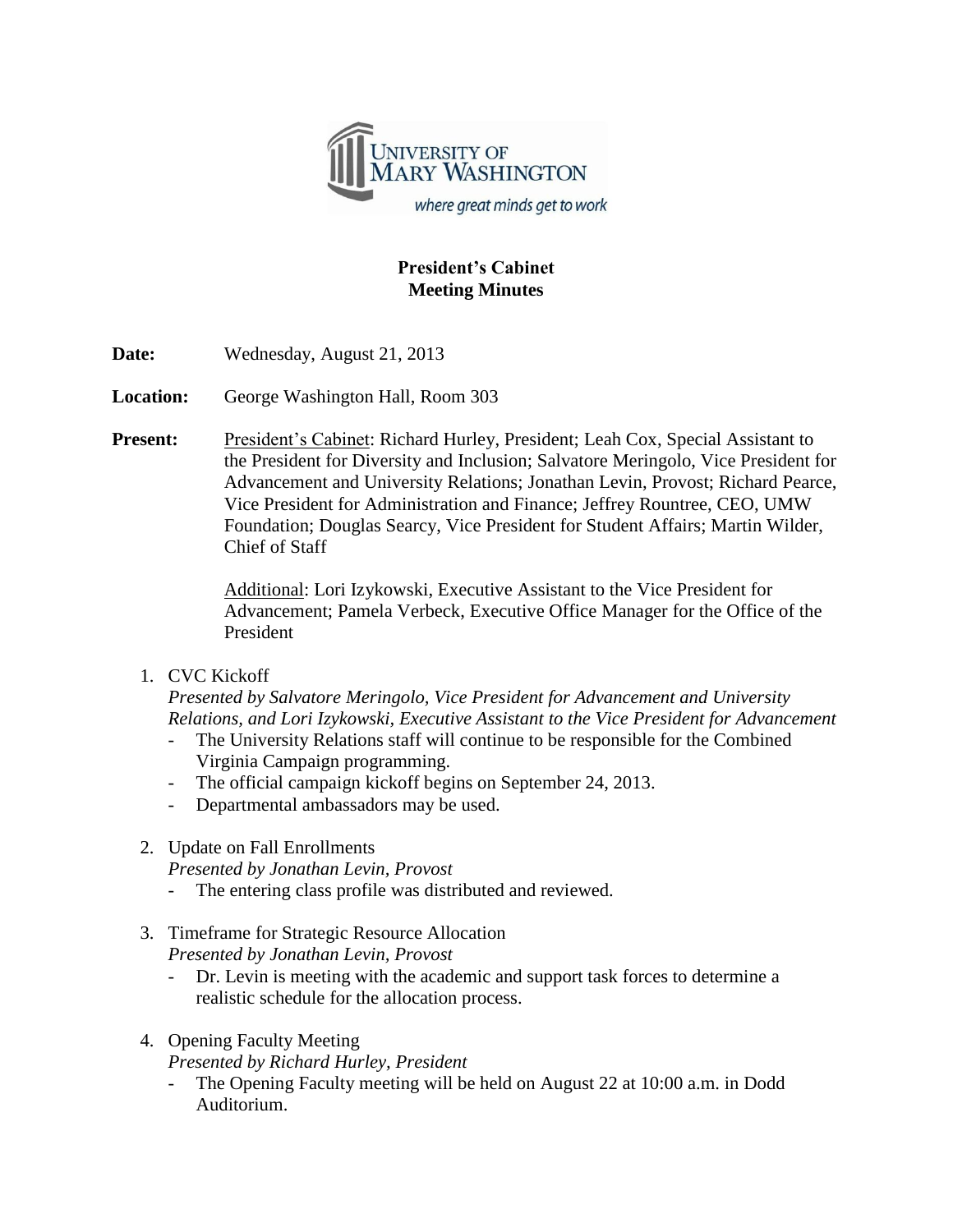UNIVERSITY OF MARY WASHINGTON

*where great minds get to work*

**President's Cabinet**
**Meeting Minutes**

**Date:** Wednesday, August 21, 2013

**Location:** George Washington Hall, Room 303

**Present:** President's Cabinet: Richard Hurley, President; Leah Cox, Special Assistant to the President for Diversity and Inclusion; Salvatore Meringolo, Vice President for Advancement and University Relations; Jonathan Levin, Provost; Richard Pearce, Vice President for Administration and Finance; Jeffrey Rountree, CEO, UMW Foundation; Douglas Searcy, Vice President for Student Affairs; Martin Wilder, Chief of Staff

Additional: Lori Izykowski, Executive Assistant to the Vice President for Advancement; Pamela Verbeck, Executive Office Manager for the Office of the President

1. CVC Kickoff
   *Presented by Salvatore Meringolo, Vice President for Advancement and University Relations, and Lori Izykowski, Executive Assistant to the Vice President for Advancement*
   - The University Relations staff will continue to be responsible for the Combined Virginia Campaign programming.
   - The official campaign kickoff begins on September 24, 2013.
   - Departmental ambassadors may be used.

2. Update on Fall Enrollments
   *Presented by Jonathan Levin, Provost*
   - The entering class profile was distributed and reviewed.

3. Timeframe for Strategic Resource Allocation
   *Presented by Jonathan Levin, Provost*
   - Dr. Levin is meeting with the academic and support task forces to determine a realistic schedule for the allocation process.

4. Opening Faculty Meeting
   *Presented by Richard Hurley, President*
   - The Opening Faculty meeting will be held on August 22 at 10:00 a.m. in Dodd Auditorium.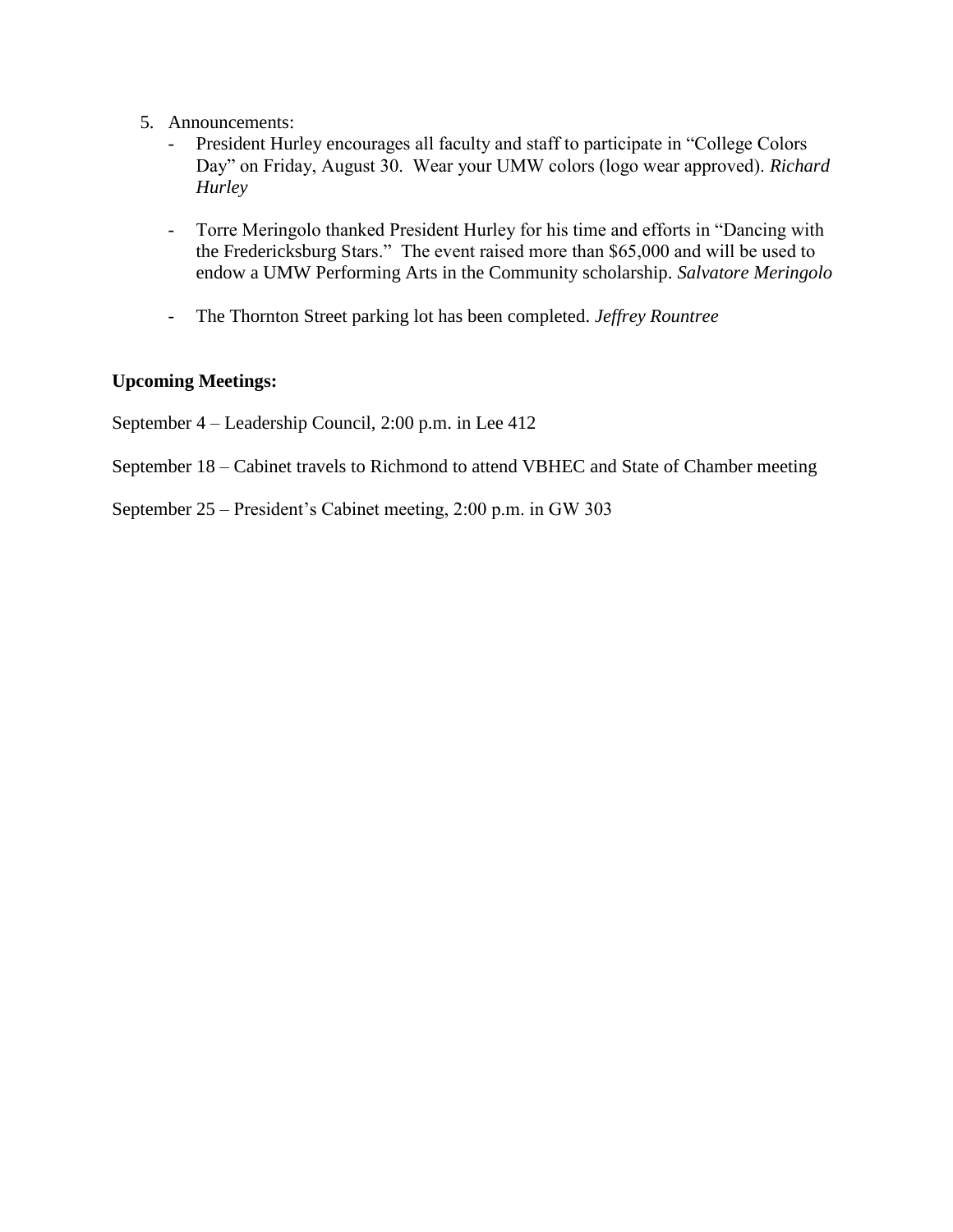5. Announcements:
   - President Hurley encourages all faculty and staff to participate in "College Colors Day" on Friday, August 30. Wear your UMW colors (logo wear approved). *Richard Hurley*

   - Torre Meringolo thanked President Hurley for his time and efforts in "Dancing with the Fredericksburg Stars." The event raised more than $65,000 and will be used to endow a UMW Performing Arts in the Community scholarship. *Salvatore Meringolo*

   - The Thornton Street parking lot has been completed. *Jeffrey Rountree*

**Upcoming Meetings:**

September 4 – Leadership Council, 2:00 p.m. in Lee 412

September 18 – Cabinet travels to Richmond to attend VBHEC and State of Chamber meeting

September 25 – President's Cabinet meeting, 2:00 p.m. in GW 303